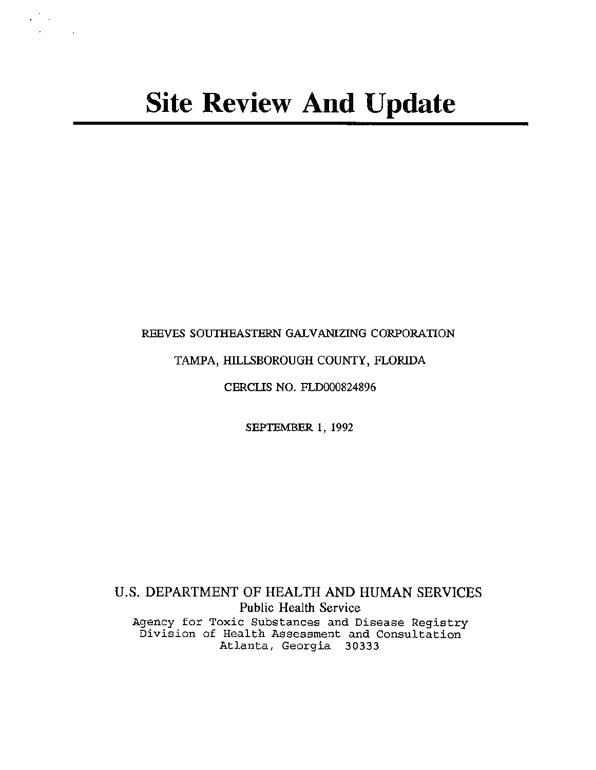# Site Review And Update

REEVES SOUTHEASTERN GALVANIZING CORPORATION

TAMPA, HILLSBOROUGH COUNTY, FLORIDA

CERCLIS NO. FLD000824896

SEPTEMBER 1, 1992

U.S. DEPARTMENT OF HEALTH AND HUMAN SERVICES

Public Health Service

Agency for Toxic Substances and Disease Registry

Division of Health Assessment and Consultation

Atlanta, Georgia 30333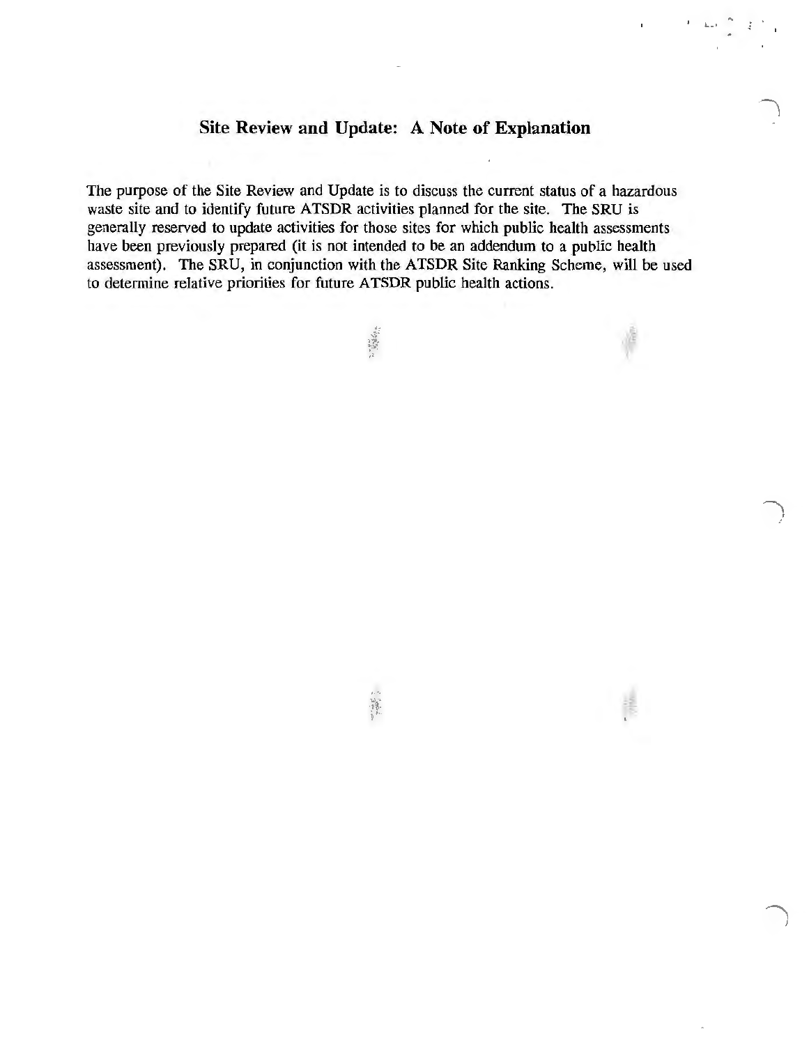## Site Review and Update: A Note of Explanation

The purpose of the Site Review and Update is to discuss the current status of a hazardous waste site and to identify future ATSDR activities planned for the site. The SRU is generally reserved to update activities for those sites for which public health assessments have been previously prepared (it is not intended to be an addendum to a public health assessment). The SRU, in conjunction with the ATSDR Site Ranking Scheme, will be used to determine relative priorities for future ATSDR public health actions.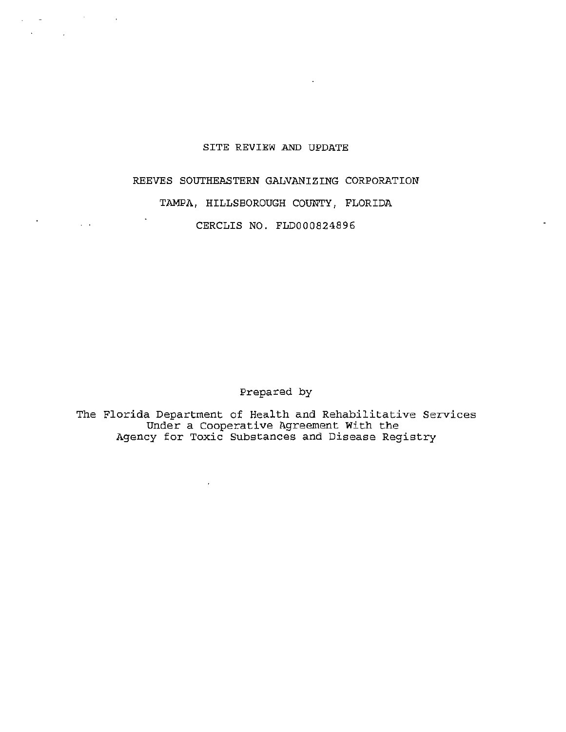# SITE REVIEW AND UPDATE

## REEVES SOUTHEASTERN GALVANIZING CORPORATION

## TAMPA, HILLSBOROUGH COUNTY, FLORIDA

## CERCLIS NO. FLD000824896

Prepared by

The Florida Department of Health and Rehabilitative Services
Under a Cooperative Agreement With the
Agency for Toxic Substances and Disease Registry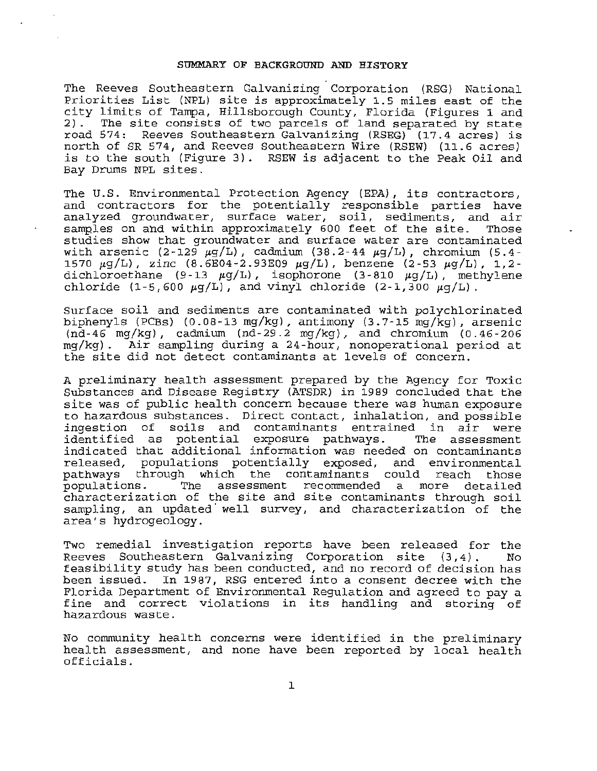## SUMMARY OF BACKGROUND AND HISTORY

The Reeves Southeastern Galvanizing Corporation (RSG) National Priorities List (NPL) site is approximately 1.5 miles east of the city limits of Tampa, Hillsborough County, Florida (Figures 1 and 2). The site consists of two parcels of land separated by state road 574: Reeves Southeastern Galvanizing (RSEG) (17.4 acres) is north of SR 574, and Reeves Southeastern Wire (RSEW) (11.6 acres) is to the south (Figure 3). RSEW is adjacent to the Peak Oil and Bay Drums NPL sites.

The U.S. Environmental Protection Agency (EPA), its contractors, and contractors for the potentially responsible parties have analyzed groundwater, surface water, soil, sediments, and air samples on and within approximately 600 feet of the site. Those studies show that groundwater and surface water are contaminated with arsenic (2-129 $\mu$g/L), cadmium (38.2-44 $\mu$g/L), chromium (5.4-1570 $\mu$g/L), zinc (8.6E04-2.93E09 $\mu$g/L), benzene (2-53 $\mu$g/L), 1,2-dichloroethane (9-13 $\mu$g/L), isophorone (3-810 $\mu$g/L), methylene chloride (1-5,600 $\mu$g/L), and vinyl chloride (2-1,300 $\mu$g/L).

Surface soil and sediments are contaminated with polychlorinated biphenyls (PCBs) (0.08-13 mg/kg), antimony (3.7-15 mg/kg), arsenic (nd-46 mg/kg), cadmium (nd-29.2 mg/kg), and chromium (0.46-206 mg/kg). Air sampling during a 24-hour, nonoperational period at the site did not detect contaminants at levels of concern.

A preliminary health assessment prepared by the Agency for Toxic Substances and Disease Registry (ATSDR) in 1989 concluded that the site was of public health concern because there was human exposure to hazardous substances. Direct contact, inhalation, and possible ingestion of soils and contaminants entrained in air were identified as potential exposure pathways. The assessment indicated that additional information was needed on contaminants released, populations potentially exposed, and environmental pathways through which the contaminants could reach those populations. The assessment recommended a more detailed characterization of the site and site contaminants through soil sampling, an updated well survey, and characterization of the area's hydrogeology.

Two remedial investigation reports have been released for the Reeves Southeastern Galvanizing Corporation site (3,4). No feasibility study has been conducted, and no record of decision has been issued. In 1987, RSG entered into a consent decree with the Florida Department of Environmental Regulation and agreed to pay a fine and correct violations in its handling and storing of hazardous waste.

No community health concerns were identified in the preliminary health assessment, and none have been reported by local health officials.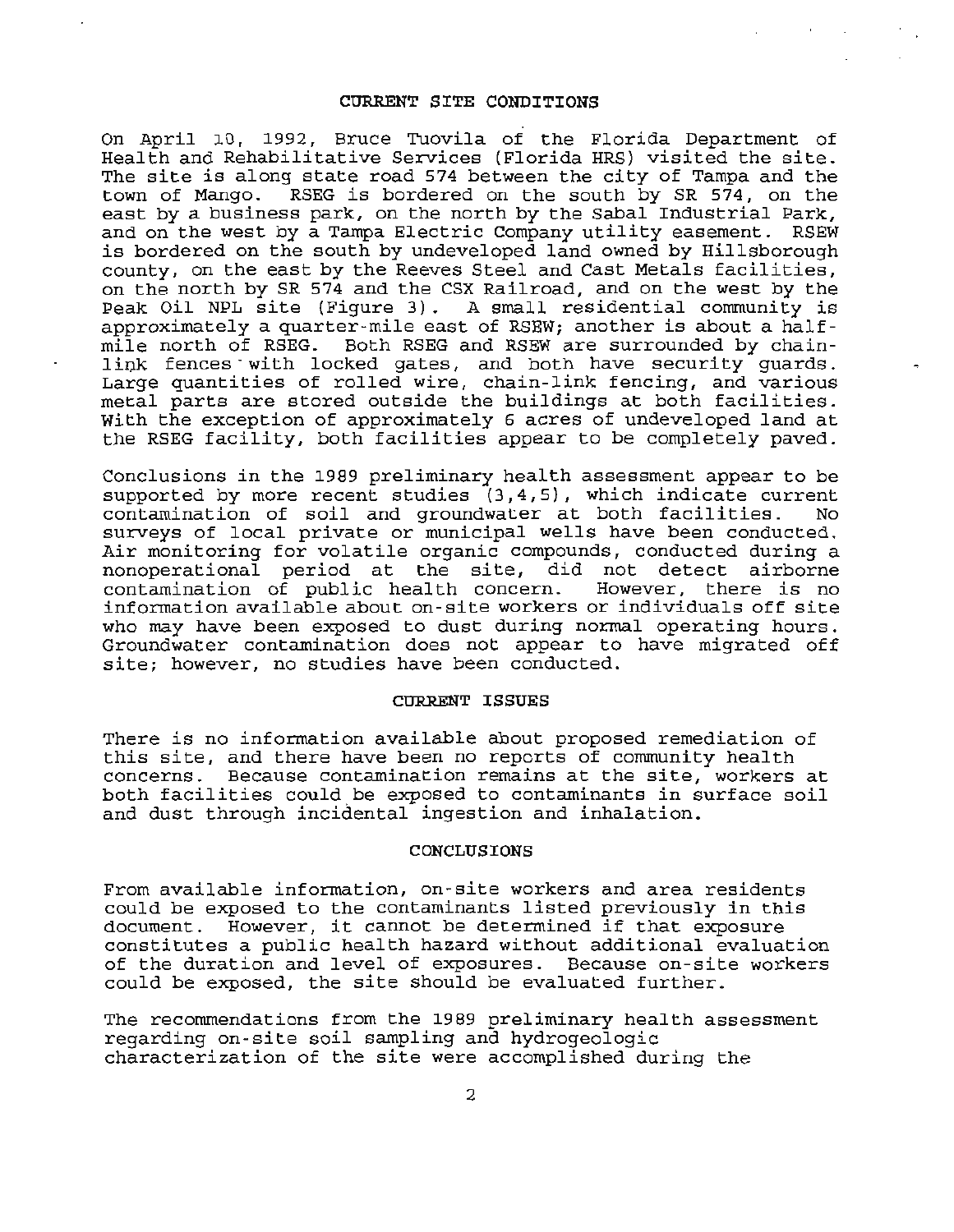## CURRENT SITE CONDITIONS

On April 10, 1992, Bruce Tuovila of the Florida Department of Health and Rehabilitative Services (Florida HRS) visited the site. The site is along state road 574 between the city of Tampa and the town of Mango. RSEG is bordered on the south by SR 574, on the east by a business park, on the north by the Sabal Industrial Park, and on the west by a Tampa Electric Company utility easement. RSEW is bordered on the south by undeveloped land owned by Hillsborough county, on the east by the Reeves Steel and Cast Metals facilities, on the north by SR 574 and the CSX Railroad, and on the west by the Peak Oil NPL site (Figure 3). A small residential community is approximately a quarter-mile east of RSEW; another is about a half-mile north of RSEG. Both RSEG and RSEW are surrounded by chain-link fences with locked gates, and both have security guards. Large quantities of rolled wire, chain-link fencing, and various metal parts are stored outside the buildings at both facilities. With the exception of approximately 6 acres of undeveloped land at the RSEG facility, both facilities appear to be completely paved.

Conclusions in the 1989 preliminary health assessment appear to be supported by more recent studies (3,4,5), which indicate current contamination of soil and groundwater at both facilities. No surveys of local private or municipal wells have been conducted. Air monitoring for volatile organic compounds, conducted during a nonoperational period at the site, did not detect airborne contamination of public health concern. However, there is no information available about on-site workers or individuals off site who may have been exposed to dust during normal operating hours. Groundwater contamination does not appear to have migrated off site; however, no studies have been conducted.

## CURRENT ISSUES

There is no information available about proposed remediation of this site, and there have been no reports of community health concerns. Because contamination remains at the site, workers at both facilities could be exposed to contaminants in surface soil and dust through incidental ingestion and inhalation.

## CONCLUSIONS

From available information, on-site workers and area residents could be exposed to the contaminants listed previously in this document. However, it cannot be determined if that exposure constitutes a public health hazard without additional evaluation of the duration and level of exposures. Because on-site workers could be exposed, the site should be evaluated further.

The recommendations from the 1989 preliminary health assessment regarding on-site soil sampling and hydrogeologic characterization of the site were accomplished during the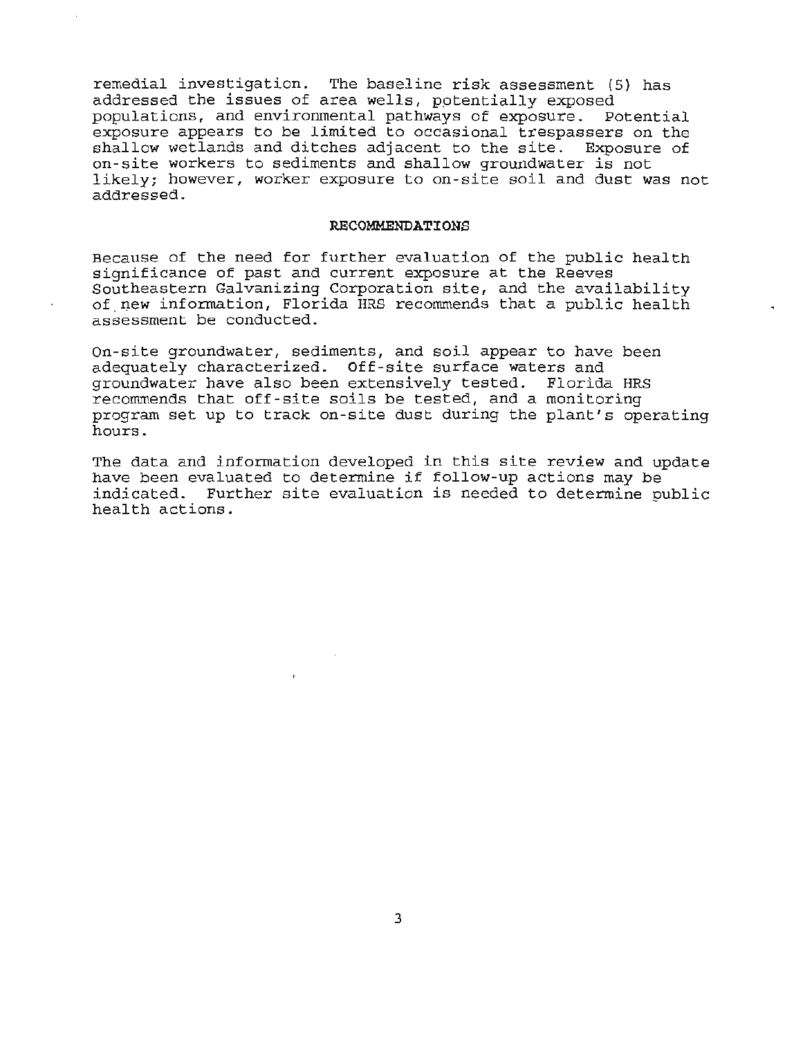remedial investigation. The baseline risk assessment (5) has addressed the issues of area wells, potentially exposed populations, and environmental pathways of exposure. Potential exposure appears to be limited to occasional trespassers on the shallow wetlands and ditches adjacent to the site. Exposure of on-site workers to sediments and shallow groundwater is not likely; however, worker exposure to on-site soil and dust was not addressed.

## RECOMMENDATIONS

Because of the need for further evaluation of the public health significance of past and current exposure at the Reeves Southeastern Galvanizing Corporation site, and the availability of new information, Florida HRS recommends that a public health assessment be conducted.

On-site groundwater, sediments, and soil appear to have been adequately characterized. Off-site surface waters and groundwater have also been extensively tested. Florida HRS recommends that off-site soils be tested, and a monitoring program set up to track on-site dust during the plant's operating hours.

The data and information developed in this site review and update have been evaluated to determine if follow-up actions may be indicated. Further site evaluation is needed to determine public health actions.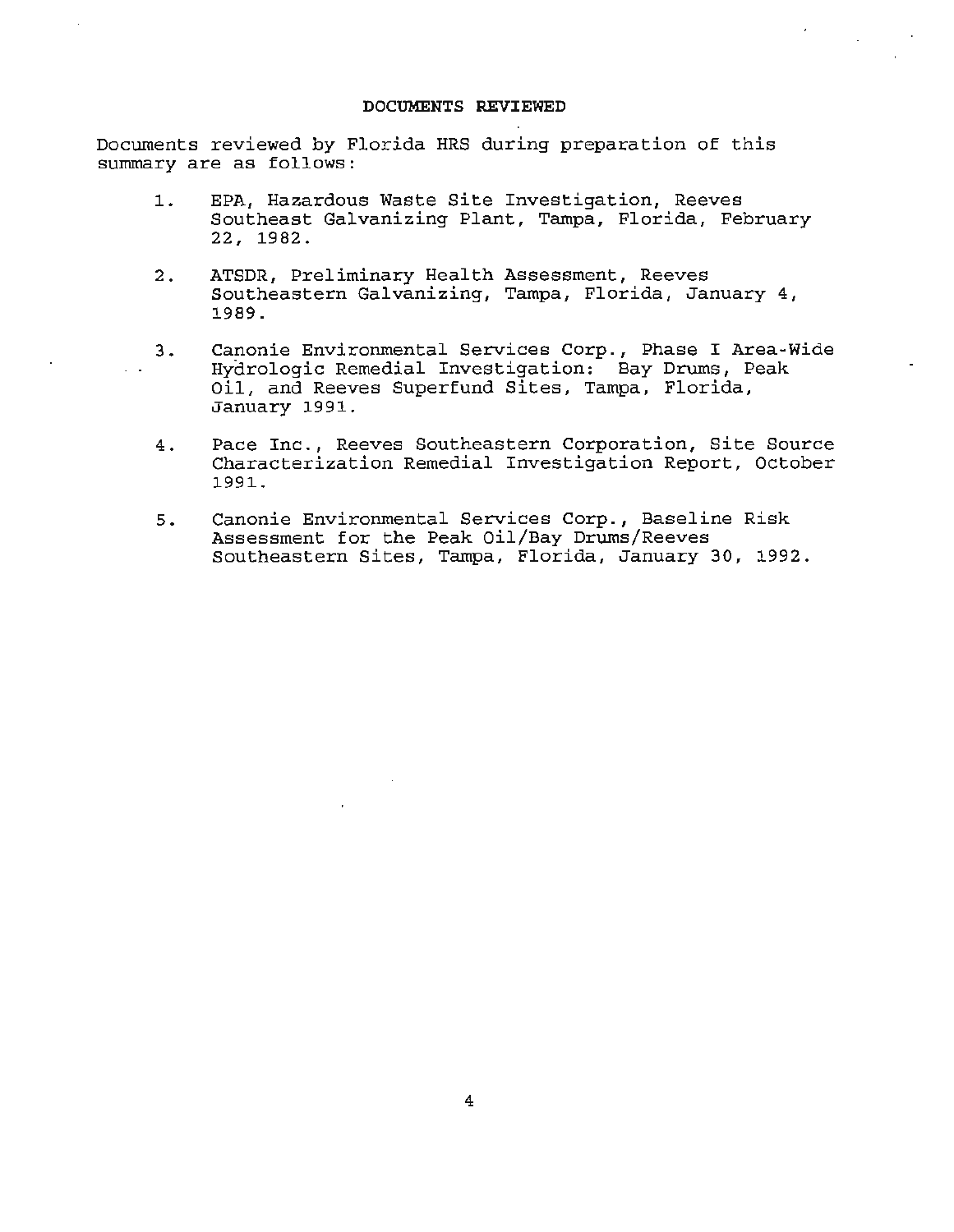## DOCUMENTS REVIEWED

Documents reviewed by Florida HRS during preparation of this summary are as follows:

1. EPA, Hazardous Waste Site Investigation, Reeves Southeast Galvanizing Plant, Tampa, Florida, February 22, 1982.

2. ATSDR, Preliminary Health Assessment, Reeves Southeastern Galvanizing, Tampa, Florida, January 4, 1989.

3. Canonie Environmental Services Corp., Phase I Area-Wide Hydrologic Remedial Investigation: Bay Drums, Peak Oil, and Reeves Superfund Sites, Tampa, Florida, January 1991.

4. Pace Inc., Reeves Southeastern Corporation, Site Source Characterization Remedial Investigation Report, October 1991.

5. Canonie Environmental Services Corp., Baseline Risk Assessment for the Peak Oil/Bay Drums/Reeves Southeastern Sites, Tampa, Florida, January 30, 1992.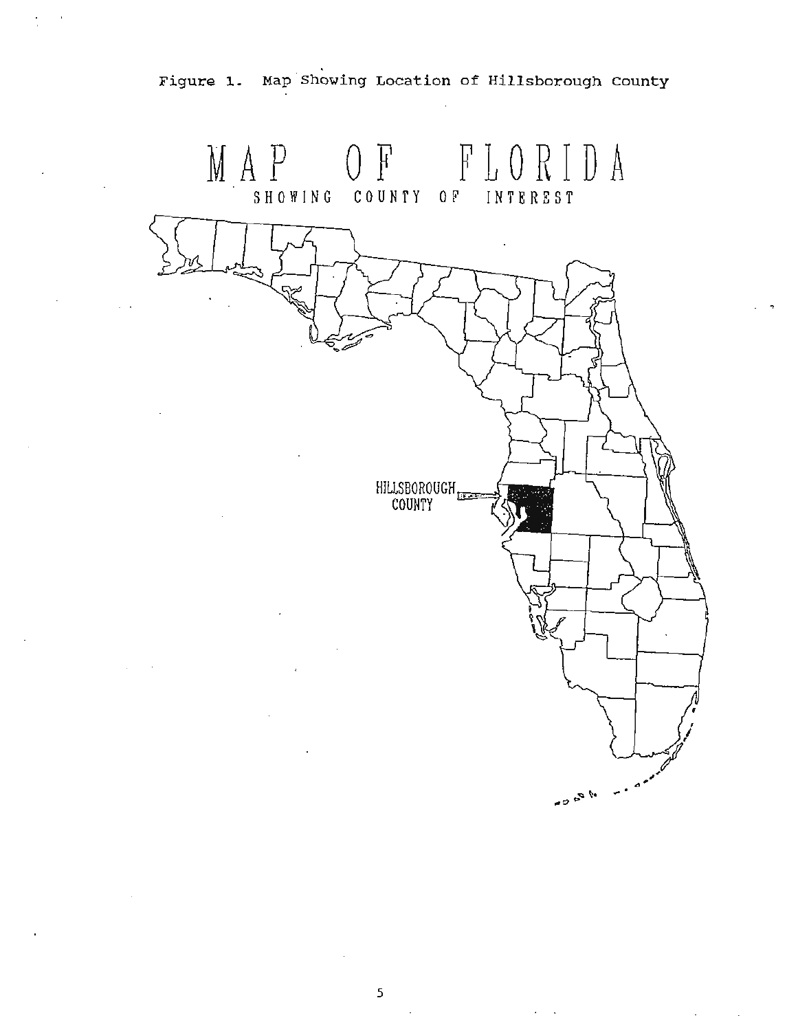Figure 1. Map Showing Location of Hillsborough County

MAP OF FLORIDA

SHOWING COUNTY OF INTEREST

HILLSBOROUGH COUNTY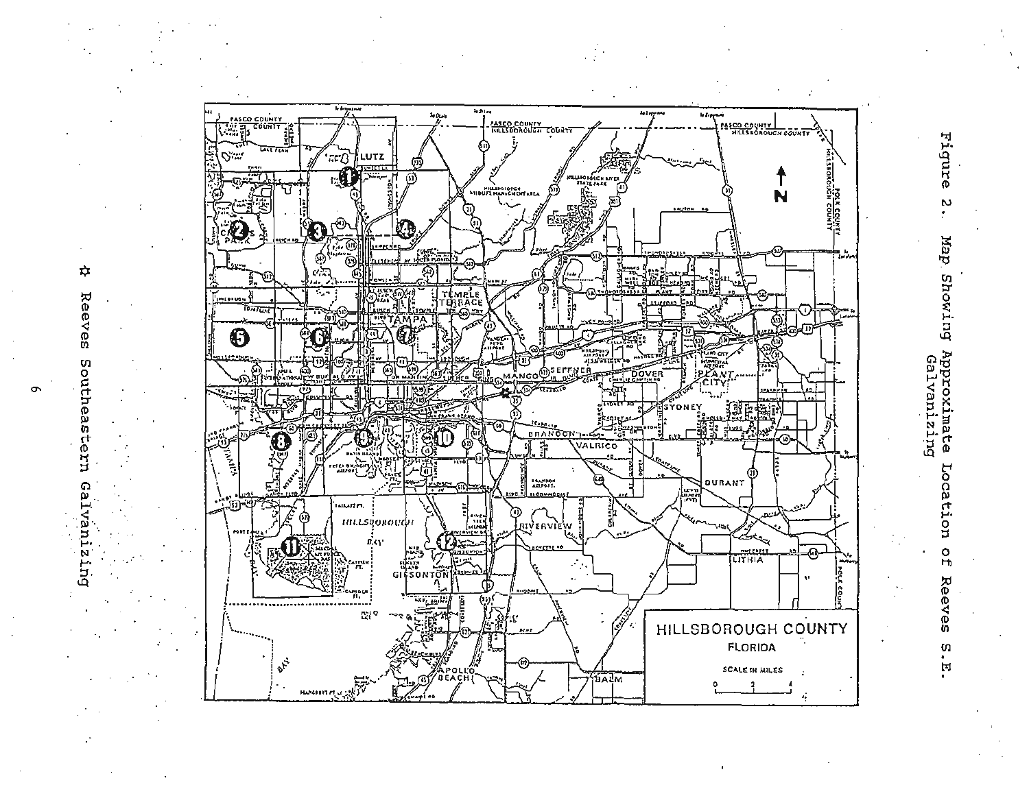Figure 2. Map Showing Approximate Location of Reeves S.E. Galvanizing

☆ Reeves Southeastern Galvanizing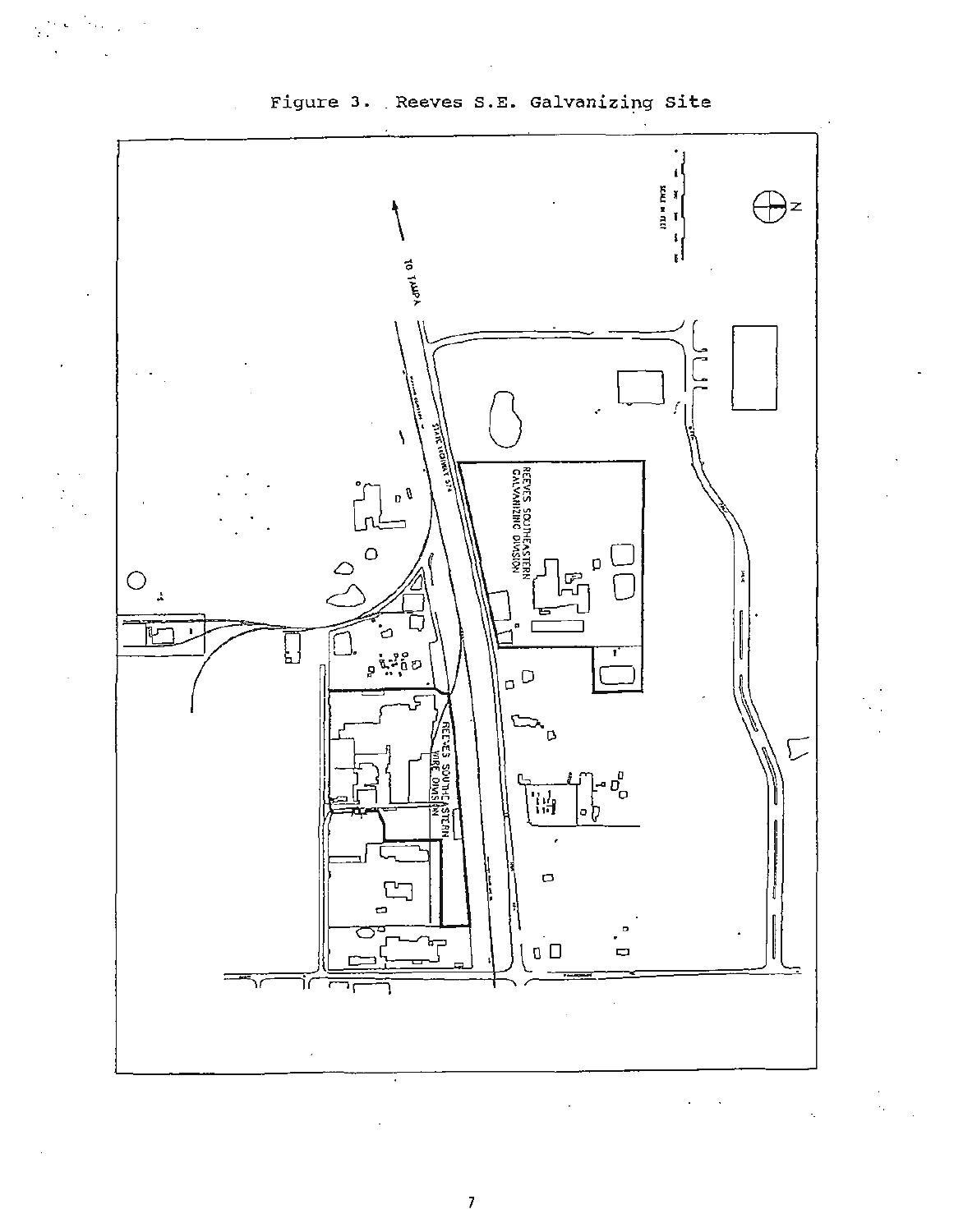Figure 3. Reeves S.E. Galvanizing Site

TO TAMPA

STATE HIGHWAY 574

REEVES SOUTHEASTERN GALVANIZING DIVISION

REEVES SOUTHEASTERN WIRE DIVISION

SCALE IN FEET

N